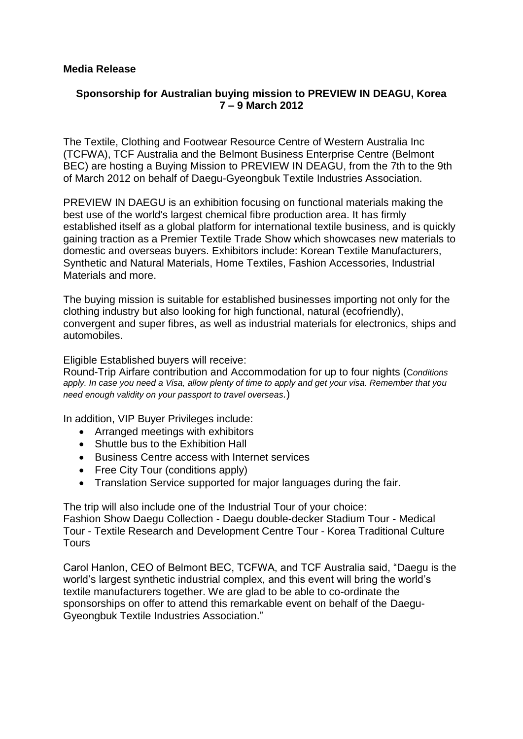**Media Release**

**Sponsorship for Australian buying mission to PREVIEW IN DEAGU, Korea**
**7 – 9 March 2012**

The Textile, Clothing and Footwear Resource Centre of Western Australia Inc (TCFWA), TCF Australia and the Belmont Business Enterprise Centre (Belmont BEC) are hosting a Buying Mission to PREVIEW IN DEAGU, from the 7th to the 9th of March 2012 on behalf of Daegu-Gyeongbuk Textile Industries Association.

PREVIEW IN DAEGU is an exhibition focusing on functional materials making the best use of the world's largest chemical fibre production area. It has firmly established itself as a global platform for international textile business, and is quickly gaining traction as a Premier Textile Trade Show which showcases new materials to domestic and overseas buyers. Exhibitors include: Korean Textile Manufacturers, Synthetic and Natural Materials, Home Textiles, Fashion Accessories, Industrial Materials and more.

The buying mission is suitable for established businesses importing not only for the clothing industry but also looking for high functional, natural (ecofriendly), convergent and super fibres, as well as industrial materials for electronics, ships and automobiles.

Eligible Established buyers will receive:
Round-Trip Airfare contribution and Accommodation for up to four nights (*Conditions apply. In case you need a Visa, allow plenty of time to apply and get your visa. Remember that you need enough validity on your passport to travel overseas.*)

In addition, VIP Buyer Privileges include:

- Arranged meetings with exhibitors
- Shuttle bus to the Exhibition Hall
- Business Centre access with Internet services
- Free City Tour (conditions apply)
- Translation Service supported for major languages during the fair.

The trip will also include one of the Industrial Tour of your choice:
Fashion Show Daegu Collection - Daegu double-decker Stadium Tour - Medical Tour - Textile Research and Development Centre Tour - Korea Traditional Culture Tours

Carol Hanlon, CEO of Belmont BEC, TCFWA, and TCF Australia said, "Daegu is the world's largest synthetic industrial complex, and this event will bring the world's textile manufacturers together. We are glad to be able to co-ordinate the sponsorships on offer to attend this remarkable event on behalf of the Daegu-Gyeongbuk Textile Industries Association."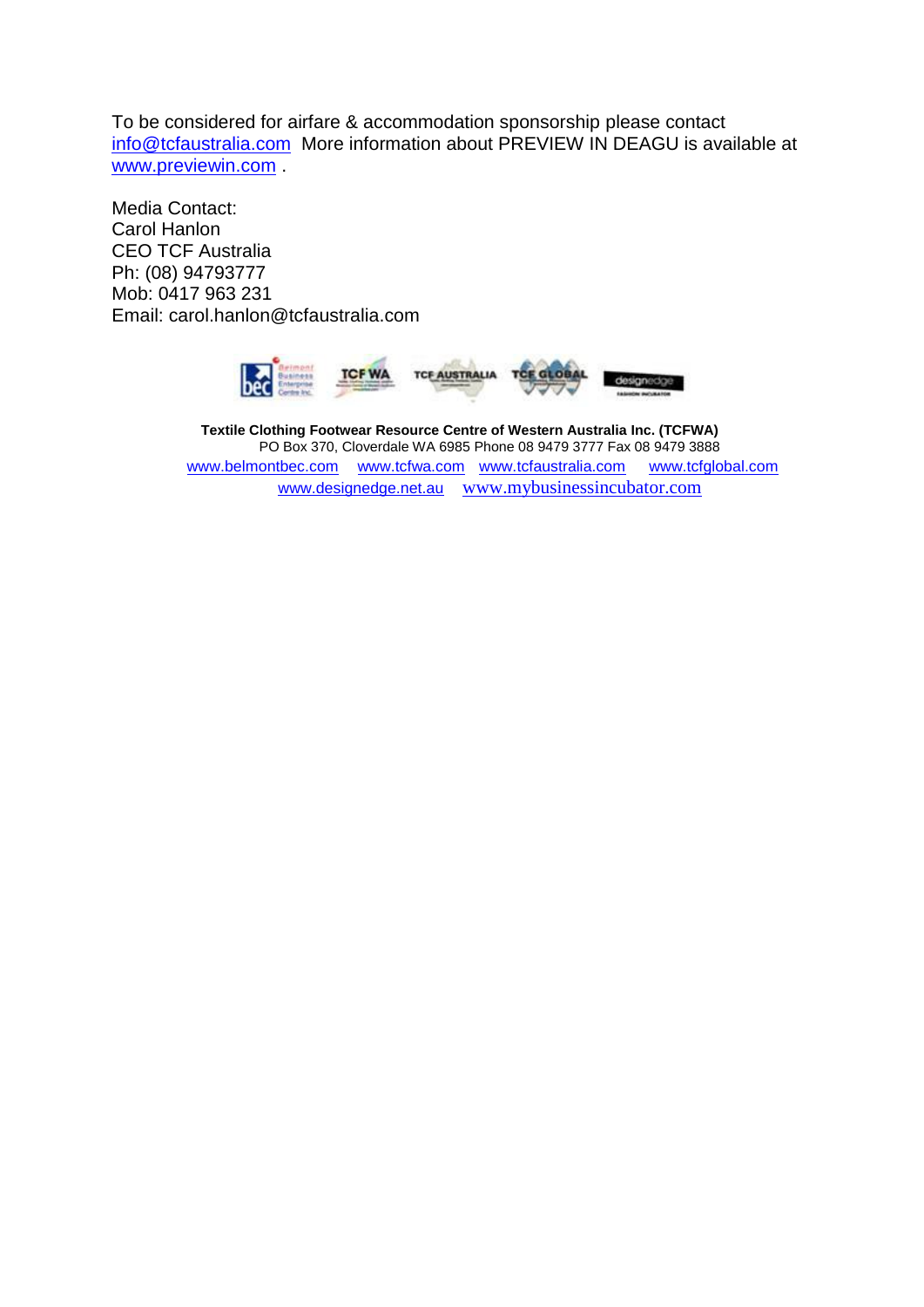To be considered for airfare & accommodation sponsorship please contact info@tcfaustralia.com More information about PREVIEW IN DEAGU is available at www.previewin.com .

Media Contact:
Carol Hanlon
CEO TCF Australia
Ph: (08) 94793777
Mob: 0417 963 231
Email: carol.hanlon@tcfaustralia.com

**Textile Clothing Footwear Resource Centre of Western Australia Inc. (TCFWA)**
PO Box 370, Cloverdale WA 6985 Phone 08 9479 3777 Fax 08 9479 3888
www.belmontbec.com www.tcfwa.com www.tcfaustralia.com www.tcfglobal.com
www.designedge.net.au www.mybusinessincubator.com